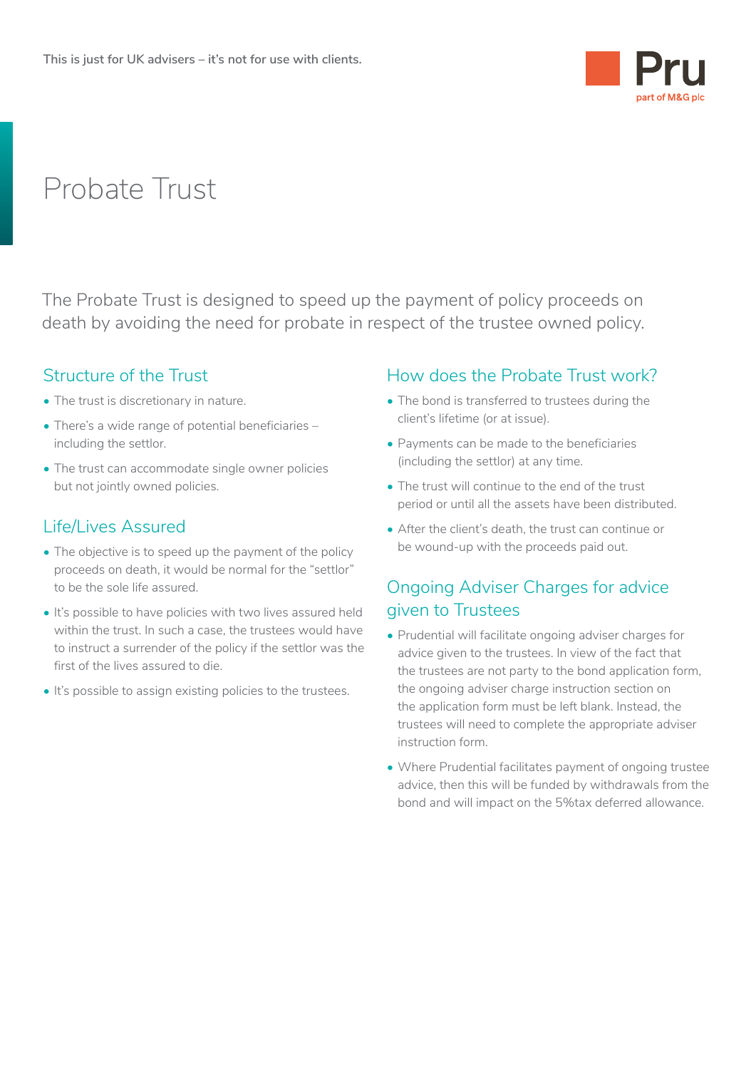This is just for UK advisers – it's not for use with clients.

# Probate Trust

The Probate Trust is designed to speed up the payment of policy proceeds on death by avoiding the need for probate in respect of the trustee owned policy.

## Structure of the Trust

- The trust is discretionary in nature.
- There's a wide range of potential beneficiaries – including the settlor.
- The trust can accommodate single owner policies but not jointly owned policies.

## Life/Lives Assured

- The objective is to speed up the payment of the policy proceeds on death, it would be normal for the "settlor" to be the sole life assured.
- It's possible to have policies with two lives assured held within the trust. In such a case, the trustees would have to instruct a surrender of the policy if the settlor was the first of the lives assured to die.
- It's possible to assign existing policies to the trustees.

## How does the Probate Trust work?

- The bond is transferred to trustees during the client's lifetime (or at issue).
- Payments can be made to the beneficiaries (including the settlor) at any time.
- The trust will continue to the end of the trust period or until all the assets have been distributed.
- After the client's death, the trust can continue or be wound-up with the proceeds paid out.

## Ongoing Adviser Charges for advice given to Trustees

- Prudential will facilitate ongoing adviser charges for advice given to the trustees. In view of the fact that the trustees are not party to the bond application form, the ongoing adviser charge instruction section on the application form must be left blank. Instead, the trustees will need to complete the appropriate adviser instruction form.
- Where Prudential facilitates payment of ongoing trustee advice, then this will be funded by withdrawals from the bond and will impact on the 5%tax deferred allowance.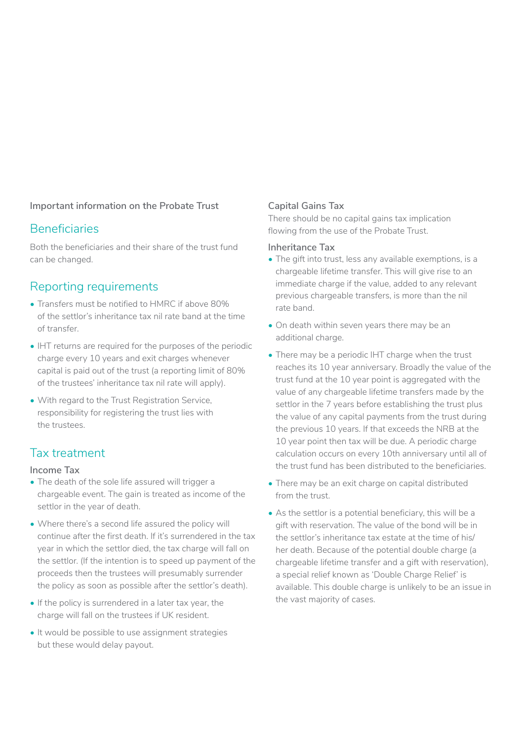**Important information on the Probate Trust**

## Beneficiaries

Both the beneficiaries and their share of the trust fund can be changed.

## Reporting requirements

- Transfers must be notified to HMRC if above 80% of the settlor's inheritance tax nil rate band at the time of transfer.
- IHT returns are required for the purposes of the periodic charge every 10 years and exit charges whenever capital is paid out of the trust (a reporting limit of 80% of the trustees' inheritance tax nil rate will apply).
- With regard to the Trust Registration Service, responsibility for registering the trust lies with the trustees.

## Tax treatment

### Income Tax

- The death of the sole life assured will trigger a chargeable event. The gain is treated as income of the settlor in the year of death.
- Where there's a second life assured the policy will continue after the first death. If it's surrendered in the tax year in which the settlor died, the tax charge will fall on the settlor. (If the intention is to speed up payment of the proceeds then the trustees will presumably surrender the policy as soon as possible after the settlor's death).
- If the policy is surrendered in a later tax year, the charge will fall on the trustees if UK resident.
- It would be possible to use assignment strategies but these would delay payout.

### Capital Gains Tax

There should be no capital gains tax implication flowing from the use of the Probate Trust.

### Inheritance Tax

- The gift into trust, less any available exemptions, is a chargeable lifetime transfer. This will give rise to an immediate charge if the value, added to any relevant previous chargeable transfers, is more than the nil rate band.
- On death within seven years there may be an additional charge.
- There may be a periodic IHT charge when the trust reaches its 10 year anniversary. Broadly the value of the trust fund at the 10 year point is aggregated with the value of any chargeable lifetime transfers made by the settlor in the 7 years before establishing the trust plus the value of any capital payments from the trust during the previous 10 years. If that exceeds the NRB at the 10 year point then tax will be due. A periodic charge calculation occurs on every 10th anniversary until all of the trust fund has been distributed to the beneficiaries.
- There may be an exit charge on capital distributed from the trust.
- As the settlor is a potential beneficiary, this will be a gift with reservation. The value of the bond will be in the settlor's inheritance tax estate at the time of his/her death. Because of the potential double charge (a chargeable lifetime transfer and a gift with reservation), a special relief known as 'Double Charge Relief' is available. This double charge is unlikely to be an issue in the vast majority of cases.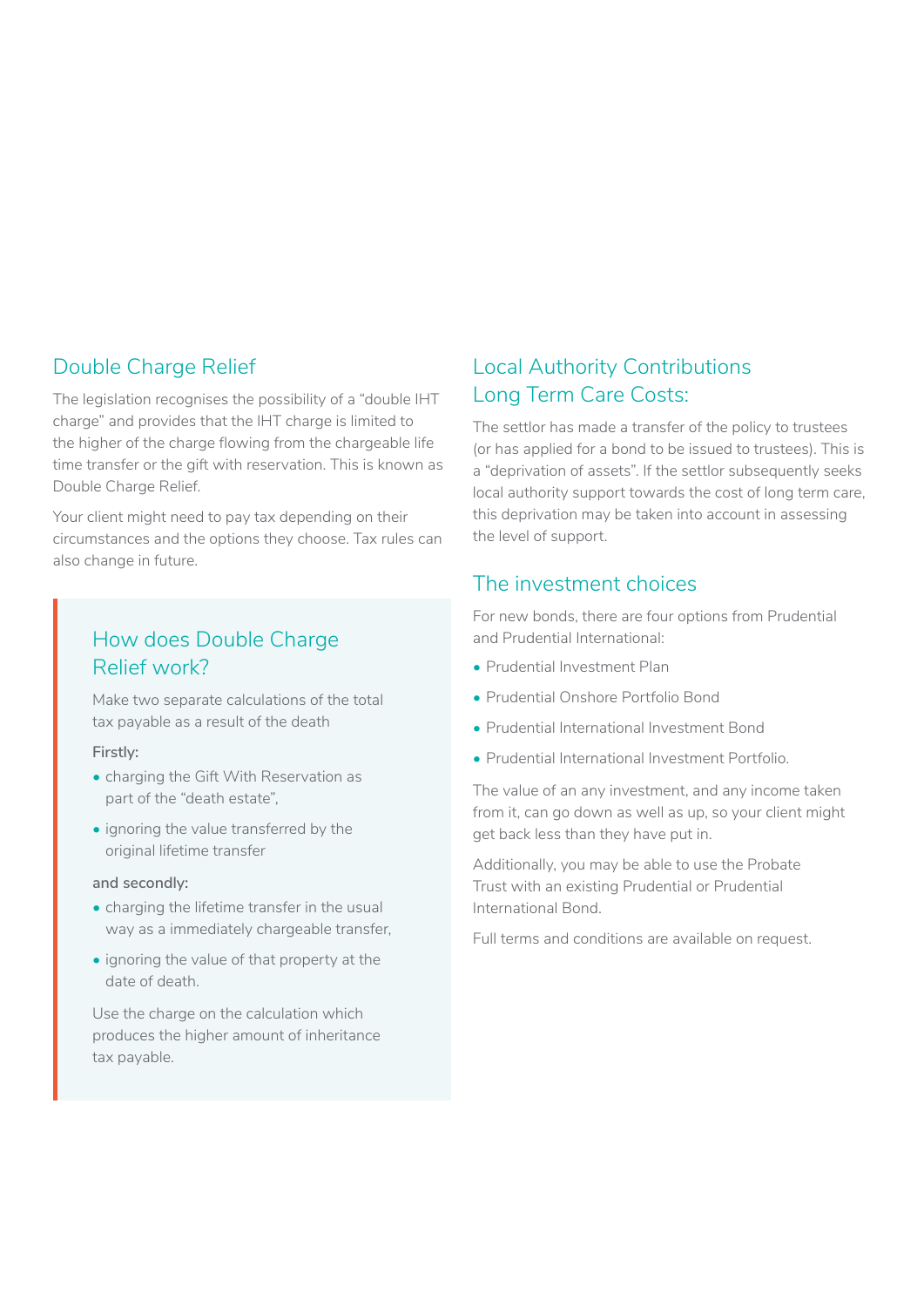## Double Charge Relief

The legislation recognises the possibility of a "double IHT charge" and provides that the IHT charge is limited to the higher of the charge flowing from the chargeable life time transfer or the gift with reservation. This is known as Double Charge Relief.

Your client might need to pay tax depending on their circumstances and the options they choose. Tax rules can also change in future.

### How does Double Charge Relief work?

Make two separate calculations of the total tax payable as a result of the death

**Firstly:**

- charging the Gift With Reservation as part of the "death estate",
- ignoring the value transferred by the original lifetime transfer

**and secondly:**

- charging the lifetime transfer in the usual way as a immediately chargeable transfer,
- ignoring the value of that property at the date of death.

Use the charge on the calculation which produces the higher amount of inheritance tax payable.

## Local Authority Contributions Long Term Care Costs:

The settlor has made a transfer of the policy to trustees (or has applied for a bond to be issued to trustees). This is a "deprivation of assets". If the settlor subsequently seeks local authority support towards the cost of long term care, this deprivation may be taken into account in assessing the level of support.

## The investment choices

For new bonds, there are four options from Prudential and Prudential International:

- Prudential Investment Plan
- Prudential Onshore Portfolio Bond
- Prudential International Investment Bond
- Prudential International Investment Portfolio.

The value of an any investment, and any income taken from it, can go down as well as up, so your client might get back less than they have put in.

Additionally, you may be able to use the Probate Trust with an existing Prudential or Prudential International Bond.

Full terms and conditions are available on request.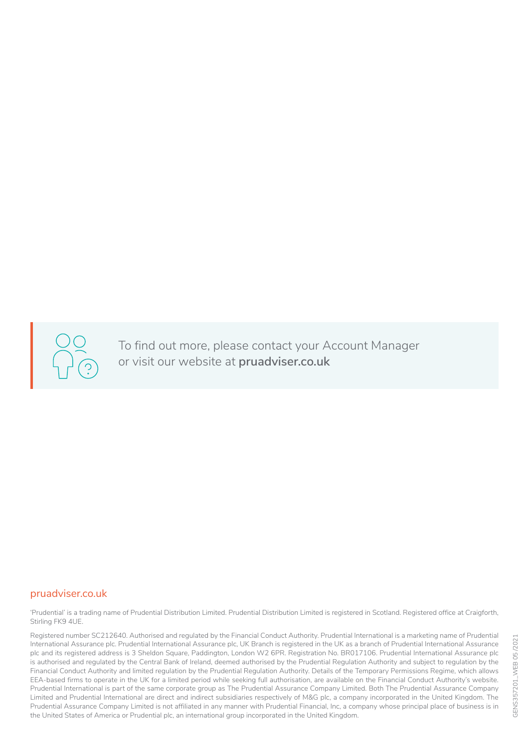To find out more, please contact your Account Manager or visit our website at **pruadviser.co.uk**

pruadviser.co.uk

'Prudential' is a trading name of Prudential Distribution Limited. Prudential Distribution Limited is registered in Scotland. Registered office at Craigforth, Stirling FK9 4UE.

Registered number SC212640. Authorised and regulated by the Financial Conduct Authority. Prudential International is a marketing name of Prudential International Assurance plc. Prudential International Assurance plc, UK Branch is registered in the UK as a branch of Prudential International Assurance plc and its registered address is 3 Sheldon Square, Paddington, London W2 6PR. Registration No. BR017106. Prudential International Assurance plc is authorised and regulated by the Central Bank of Ireland, deemed authorised by the Prudential Regulation Authority and subject to regulation by the Financial Conduct Authority and limited regulation by the Prudential Regulation Authority. Details of the Temporary Permissions Regime, which allows EEA-based firms to operate in the UK for a limited period while seeking full authorisation, are available on the Financial Conduct Authority's website. Prudential International is part of the same corporate group as The Prudential Assurance Company Limited. Both The Prudential Assurance Company Limited and Prudential International are direct and indirect subsidiaries respectively of M&G plc, a company incorporated in the United Kingdom. The Prudential Assurance Company Limited is not affiliated in any manner with Prudential Financial, Inc, a company whose principal place of business is in the United States of America or Prudential plc, an international group incorporated in the United Kingdom.

GENS357201_WEB 05/2021